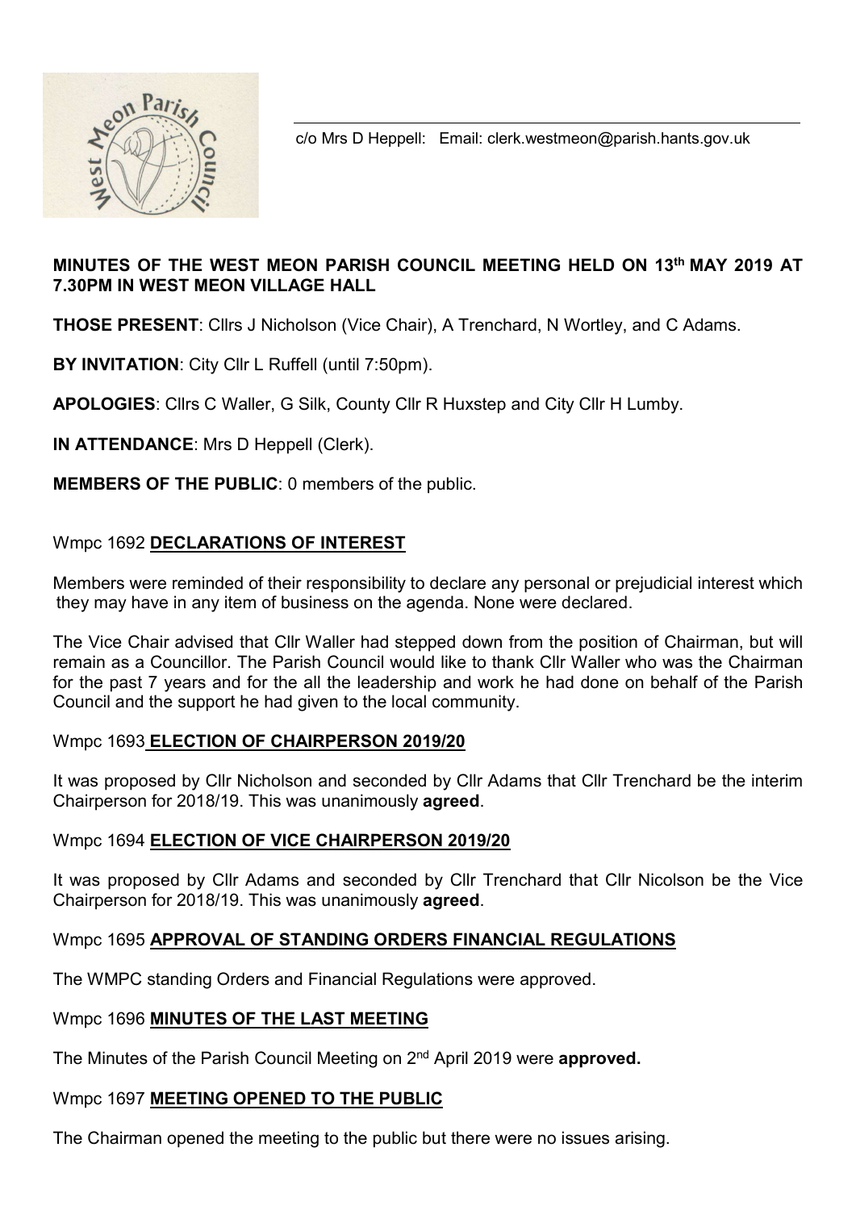c/o Mrs D Heppell: Email: clerk.westmeon@parish.hants.gov.uk

**MINUTES OF THE WEST MEON PARISH COUNCIL MEETING HELD ON 13th MAY 2019 AT 7.30PM IN WEST MEON VILLAGE HALL**

**THOSE PRESENT**: Cllrs J Nicholson (Vice Chair), A Trenchard, N Wortley, and C Adams.

**BY INVITATION**: City Cllr L Ruffell (until 7:50pm).

**APOLOGIES**: Cllrs C Waller, G Silk, County Cllr R Huxstep and City Cllr H Lumby.

**IN ATTENDANCE**: Mrs D Heppell (Clerk).

**MEMBERS OF THE PUBLIC**: 0 members of the public.

## Wmpc 1692 DECLARATIONS OF INTEREST

Members were reminded of their responsibility to declare any personal or prejudicial interest which they may have in any item of business on the agenda. None were declared.

The Vice Chair advised that Cllr Waller had stepped down from the position of Chairman, but will remain as a Councillor. The Parish Council would like to thank Cllr Waller who was the Chairman for the past 7 years and for the all the leadership and work he had done on behalf of the Parish Council and the support he had given to the local community.

## Wmpc 1693 ELECTION OF CHAIRPERSON 2019/20

It was proposed by Cllr Nicholson and seconded by Cllr Adams that Cllr Trenchard be the interim Chairperson for 2018/19. This was unanimously **agreed**.

## Wmpc 1694 ELECTION OF VICE CHAIRPERSON 2019/20

It was proposed by Cllr Adams and seconded by Cllr Trenchard that Cllr Nicolson be the Vice Chairperson for 2018/19. This was unanimously **agreed**.

## Wmpc 1695 APPROVAL OF STANDING ORDERS FINANCIAL REGULATIONS

The WMPC standing Orders and Financial Regulations were approved.

## Wmpc 1696 MINUTES OF THE LAST MEETING

The Minutes of the Parish Council Meeting on 2nd April 2019 were **approved.**

## Wmpc 1697 MEETING OPENED TO THE PUBLIC

The Chairman opened the meeting to the public but there were no issues arising.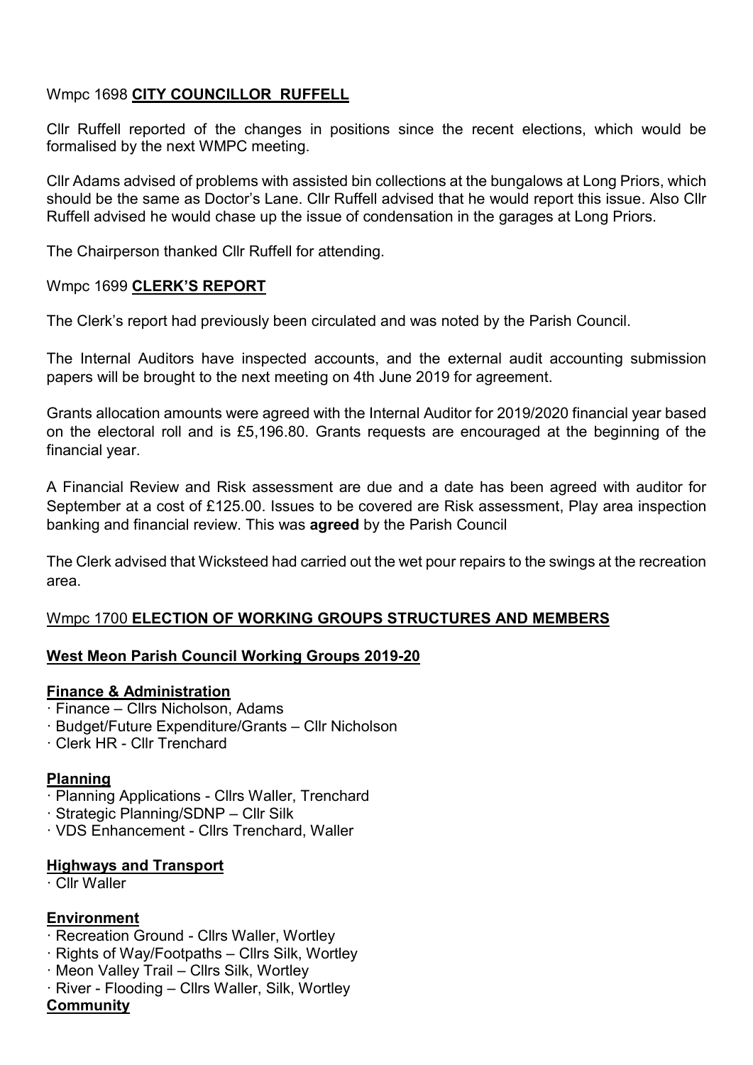Wmpc 1698 **CITY COUNCILLOR RUFFELL**

Cllr Ruffell reported of the changes in positions since the recent elections, which would be formalised by the next WMPC meeting.

Cllr Adams advised of problems with assisted bin collections at the bungalows at Long Priors, which should be the same as Doctor's Lane. Cllr Ruffell advised that he would report this issue. Also Cllr Ruffell advised he would chase up the issue of condensation in the garages at Long Priors.

The Chairperson thanked Cllr Ruffell for attending.

Wmpc 1699 **CLERK'S REPORT**

The Clerk's report had previously been circulated and was noted by the Parish Council.

The Internal Auditors have inspected accounts, and the external audit accounting submission papers will be brought to the next meeting on 4th June 2019 for agreement.

Grants allocation amounts were agreed with the Internal Auditor for 2019/2020 financial year based on the electoral roll and is £5,196.80. Grants requests are encouraged at the beginning of the financial year.

A Financial Review and Risk assessment are due and a date has been agreed with auditor for September at a cost of £125.00. Issues to be covered are Risk assessment, Play area inspection banking and financial review. This was **agreed** by the Parish Council

The Clerk advised that Wicksteed had carried out the wet pour repairs to the swings at the recreation area.

Wmpc 1700 **ELECTION OF WORKING GROUPS STRUCTURES AND MEMBERS**

**West Meon Parish Council Working Groups 2019-20**

**Finance & Administration**

- Finance – Cllrs Nicholson, Adams
- Budget/Future Expenditure/Grants – Cllr Nicholson
- Clerk HR - Cllr Trenchard

**Planning**

- Planning Applications - Cllrs Waller, Trenchard
- Strategic Planning/SDNP – Cllr Silk
- VDS Enhancement - Cllrs Trenchard, Waller

**Highways and Transport**

- Cllr Waller

**Environment**

- Recreation Ground - Cllrs Waller, Wortley
- Rights of Way/Footpaths – Cllrs Silk, Wortley
- Meon Valley Trail – Cllrs Silk, Wortley
- River - Flooding – Cllrs Waller, Silk, Wortley

**Community**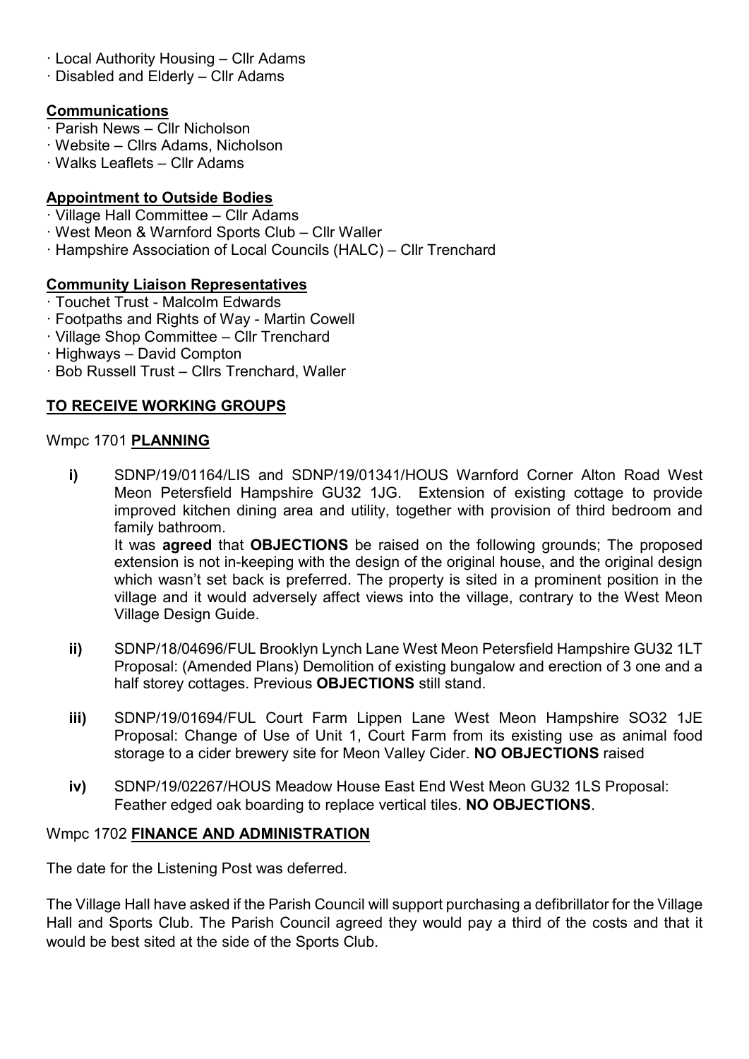· Local Authority Housing – Cllr Adams
· Disabled and Elderly – Cllr Adams

**Communications**

· Parish News – Cllr Nicholson
· Website – Cllrs Adams, Nicholson
· Walks Leaflets – Cllr Adams

**Appointment to Outside Bodies**

· Village Hall Committee – Cllr Adams
· West Meon & Warnford Sports Club – Cllr Waller
· Hampshire Association of Local Councils (HALC) – Cllr Trenchard

**Community Liaison Representatives**

· Touchet Trust - Malcolm Edwards
· Footpaths and Rights of Way - Martin Cowell
· Village Shop Committee – Cllr Trenchard
· Highways – David Compton
· Bob Russell Trust – Cllrs Trenchard, Waller

**TO RECEIVE WORKING GROUPS**

Wmpc 1701 **PLANNING**

**i)** SDNP/19/01164/LIS and SDNP/19/01341/HOUS Warnford Corner Alton Road West Meon Petersfield Hampshire GU32 1JG. Extension of existing cottage to provide improved kitchen dining area and utility, together with provision of third bedroom and family bathroom.
It was **agreed** that **OBJECTIONS** be raised on the following grounds; The proposed extension is not in-keeping with the design of the original house, and the original design which wasn't set back is preferred. The property is sited in a prominent position in the village and it would adversely affect views into the village, contrary to the West Meon Village Design Guide.

**ii)** SDNP/18/04696/FUL Brooklyn Lynch Lane West Meon Petersfield Hampshire GU32 1LT Proposal: (Amended Plans) Demolition of existing bungalow and erection of 3 one and a half storey cottages. Previous **OBJECTIONS** still stand.

**iii)** SDNP/19/01694/FUL Court Farm Lippen Lane West Meon Hampshire SO32 1JE Proposal: Change of Use of Unit 1, Court Farm from its existing use as animal food storage to a cider brewery site for Meon Valley Cider. **NO OBJECTIONS** raised

**iv)** SDNP/19/02267/HOUS Meadow House East End West Meon GU32 1LS Proposal: Feather edged oak boarding to replace vertical tiles. **NO OBJECTIONS**.

Wmpc 1702 **FINANCE AND ADMINISTRATION**

The date for the Listening Post was deferred.

The Village Hall have asked if the Parish Council will support purchasing a defibrillator for the Village Hall and Sports Club. The Parish Council agreed they would pay a third of the costs and that it would be best sited at the side of the Sports Club.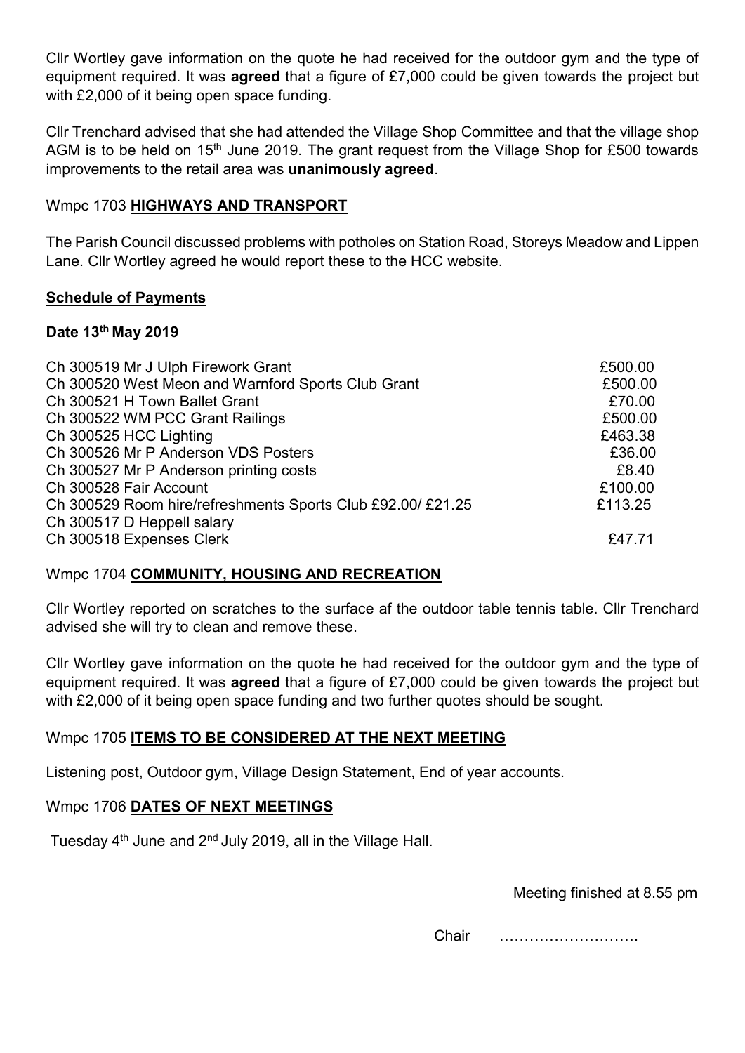Cllr Wortley gave information on the quote he had received for the outdoor gym and the type of equipment required. It was **agreed** that a figure of £7,000 could be given towards the project but with £2,000 of it being open space funding.

Cllr Trenchard advised that she had attended the Village Shop Committee and that the village shop AGM is to be held on 15th June 2019. The grant request from the Village Shop for £500 towards improvements to the retail area was **unanimously agreed**.

## Wmpc 1703 HIGHWAYS AND TRANSPORT

The Parish Council discussed problems with potholes on Station Road, Storeys Meadow and Lippen Lane. Cllr Wortley agreed he would report these to the HCC website.

### Schedule of Payments

**Date 13th May 2019**

| | |
|---|---|
| Ch 300519 Mr J Ulph Firework Grant | £500.00 |
| Ch 300520 West Meon and Warnford Sports Club Grant | £500.00 |
| Ch 300521 H Town Ballet Grant | £70.00 |
| Ch 300522 WM PCC Grant Railings | £500.00 |
| Ch 300525 HCC Lighting | £463.38 |
| Ch 300526 Mr P Anderson VDS Posters | £36.00 |
| Ch 300527 Mr P Anderson printing costs | £8.40 |
| Ch 300528 Fair Account | £100.00 |
| Ch 300529 Room hire/refreshments Sports Club £92.00/ £21.25 | £113.25 |
| Ch 300517 D Heppell salary | |
| Ch 300518 Expenses Clerk | £47.71 |

## Wmpc 1704 COMMUNITY, HOUSING AND RECREATION

Cllr Wortley reported on scratches to the surface af the outdoor table tennis table. Cllr Trenchard advised she will try to clean and remove these.

Cllr Wortley gave information on the quote he had received for the outdoor gym and the type of equipment required. It was **agreed** that a figure of £7,000 could be given towards the project but with £2,000 of it being open space funding and two further quotes should be sought.

## Wmpc 1705 ITEMS TO BE CONSIDERED AT THE NEXT MEETING

Listening post, Outdoor gym, Village Design Statement, End of year accounts.

## Wmpc 1706 DATES OF NEXT MEETINGS

Tuesday 4th June and 2nd July 2019, all in the Village Hall.

Meeting finished at 8.55 pm

Chair ……………………….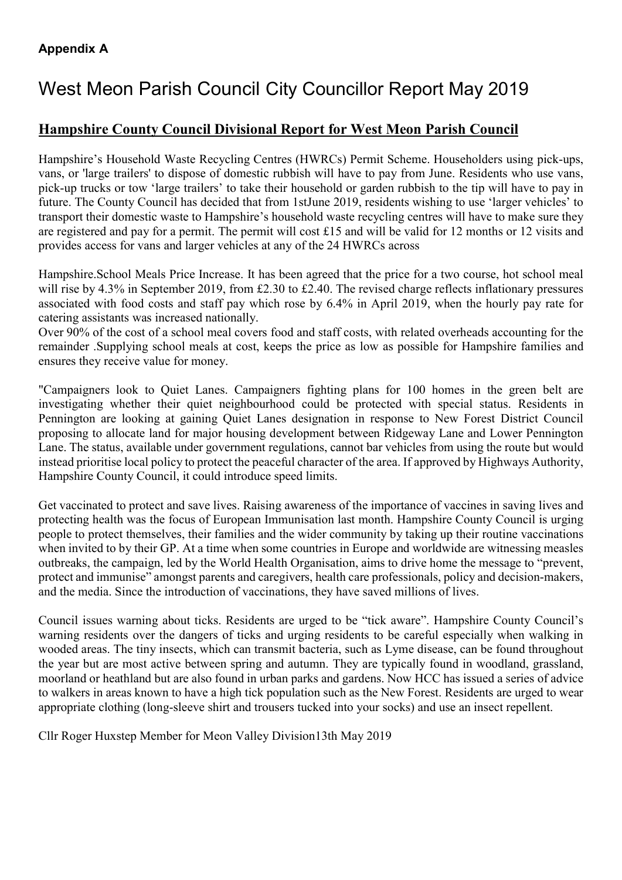**Appendix A**

# West Meon Parish Council City Councillor Report May 2019

## Hampshire County Council Divisional Report for West Meon Parish Council

Hampshire's Household Waste Recycling Centres (HWRCs) Permit Scheme. Householders using pick-ups, vans, or 'large trailers' to dispose of domestic rubbish will have to pay from June. Residents who use vans, pick-up trucks or tow 'large trailers' to take their household or garden rubbish to the tip will have to pay in future. The County Council has decided that from 1stJune 2019, residents wishing to use 'larger vehicles' to transport their domestic waste to Hampshire's household waste recycling centres will have to make sure they are registered and pay for a permit. The permit will cost £15 and will be valid for 12 months or 12 visits and provides access for vans and larger vehicles at any of the 24 HWRCs across

Hampshire.School Meals Price Increase. It has been agreed that the price for a two course, hot school meal will rise by 4.3% in September 2019, from £2.30 to £2.40. The revised charge reflects inflationary pressures associated with food costs and staff pay which rose by 6.4% in April 2019, when the hourly pay rate for catering assistants was increased nationally.

Over 90% of the cost of a school meal covers food and staff costs, with related overheads accounting for the remainder .Supplying school meals at cost, keeps the price as low as possible for Hampshire families and ensures they receive value for money.

"Campaigners look to Quiet Lanes. Campaigners fighting plans for 100 homes in the green belt are investigating whether their quiet neighbourhood could be protected with special status. Residents in Pennington are looking at gaining Quiet Lanes designation in response to New Forest District Council proposing to allocate land for major housing development between Ridgeway Lane and Lower Pennington Lane. The status, available under government regulations, cannot bar vehicles from using the route but would instead prioritise local policy to protect the peaceful character of the area. If approved by Highways Authority, Hampshire County Council, it could introduce speed limits.

Get vaccinated to protect and save lives. Raising awareness of the importance of vaccines in saving lives and protecting health was the focus of European Immunisation last month. Hampshire County Council is urging people to protect themselves, their families and the wider community by taking up their routine vaccinations when invited to by their GP. At a time when some countries in Europe and worldwide are witnessing measles outbreaks, the campaign, led by the World Health Organisation, aims to drive home the message to "prevent, protect and immunise" amongst parents and caregivers, health care professionals, policy and decision-makers, and the media. Since the introduction of vaccinations, they have saved millions of lives.

Council issues warning about ticks. Residents are urged to be "tick aware". Hampshire County Council's warning residents over the dangers of ticks and urging residents to be careful especially when walking in wooded areas. The tiny insects, which can transmit bacteria, such as Lyme disease, can be found throughout the year but are most active between spring and autumn. They are typically found in woodland, grassland, moorland or heathland but are also found in urban parks and gardens. Now HCC has issued a series of advice to walkers in areas known to have a high tick population such as the New Forest. Residents are urged to wear appropriate clothing (long-sleeve shirt and trousers tucked into your socks) and use an insect repellent.

Cllr Roger Huxstep Member for Meon Valley Division13th May 2019